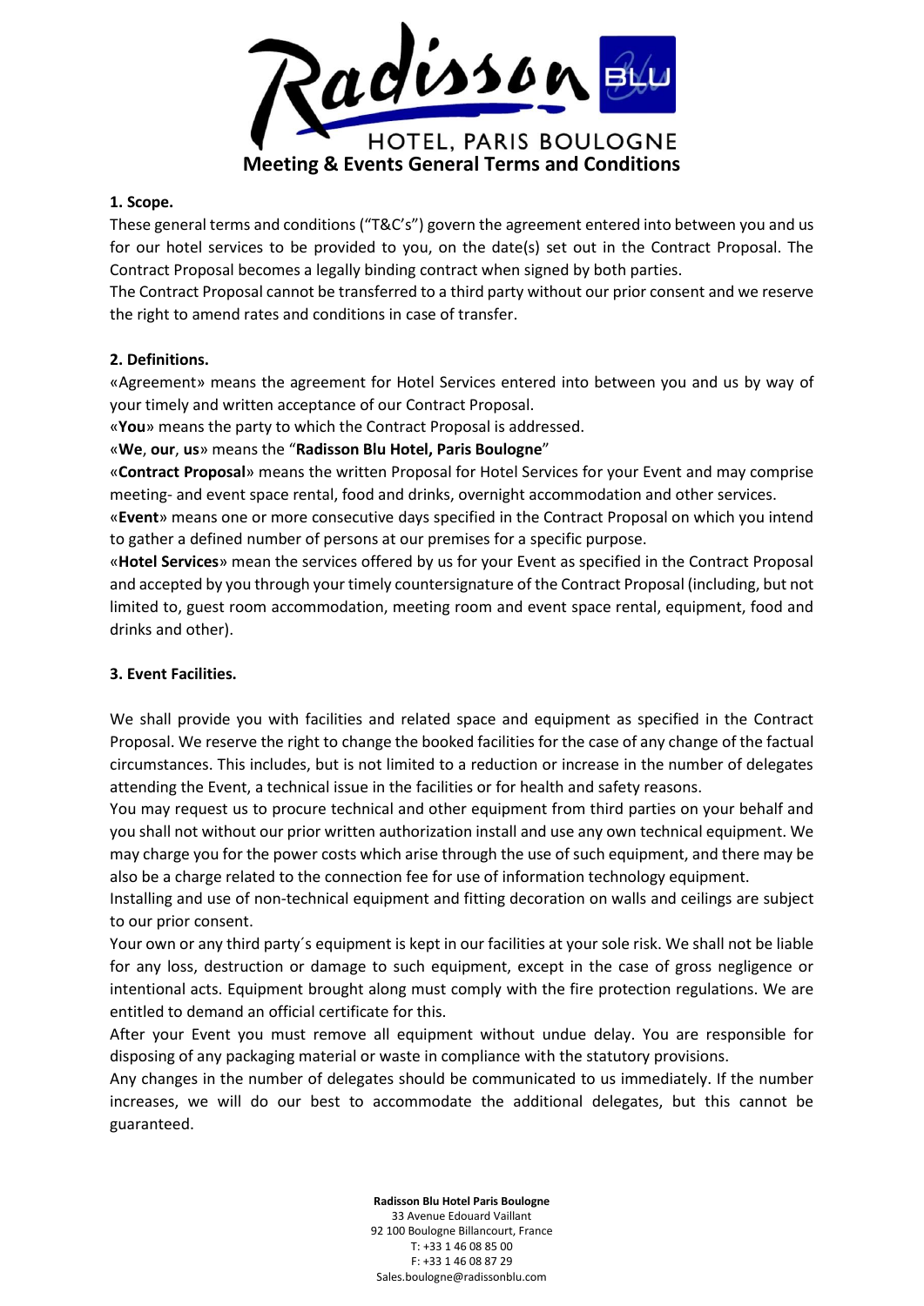# Radisson Blu Hotel, Paris Boulogne

## Meeting & Events General Terms and Conditions

### 1. Scope.

These general terms and conditions ("T&C's") govern the agreement entered into between you and us for our hotel services to be provided to you, on the date(s) set out in the Contract Proposal. The Contract Proposal becomes a legally binding contract when signed by both parties.

The Contract Proposal cannot be transferred to a third party without our prior consent and we reserve the right to amend rates and conditions in case of transfer.

### 2. Definitions.

«Agreement» means the agreement for Hotel Services entered into between you and us by way of your timely and written acceptance of our Contract Proposal.

«**You**» means the party to which the Contract Proposal is addressed.

«**We**, **our**, **us**» means the "**Radisson Blu Hotel, Paris Boulogne**"

«**Contract Proposal**» means the written Proposal for Hotel Services for your Event and may comprise meeting- and event space rental, food and drinks, overnight accommodation and other services.

«**Event**» means one or more consecutive days specified in the Contract Proposal on which you intend to gather a defined number of persons at our premises for a specific purpose.

«**Hotel Services**» mean the services offered by us for your Event as specified in the Contract Proposal and accepted by you through your timely countersignature of the Contract Proposal (including, but not limited to, guest room accommodation, meeting room and event space rental, equipment, food and drinks and other).

### 3. Event Facilities.

We shall provide you with facilities and related space and equipment as specified in the Contract Proposal. We reserve the right to change the booked facilities for the case of any change of the factual circumstances. This includes, but is not limited to a reduction or increase in the number of delegates attending the Event, a technical issue in the facilities or for health and safety reasons.

You may request us to procure technical and other equipment from third parties on your behalf and you shall not without our prior written authorization install and use any own technical equipment. We may charge you for the power costs which arise through the use of such equipment, and there may be also be a charge related to the connection fee for use of information technology equipment.

Installing and use of non-technical equipment and fitting decoration on walls and ceilings are subject to our prior consent.

Your own or any third party´s equipment is kept in our facilities at your sole risk. We shall not be liable for any loss, destruction or damage to such equipment, except in the case of gross negligence or intentional acts. Equipment brought along must comply with the fire protection regulations. We are entitled to demand an official certificate for this.

After your Event you must remove all equipment without undue delay. You are responsible for disposing of any packaging material or waste in compliance with the statutory provisions.

Any changes in the number of delegates should be communicated to us immediately. If the number increases, we will do our best to accommodate the additional delegates, but this cannot be guaranteed.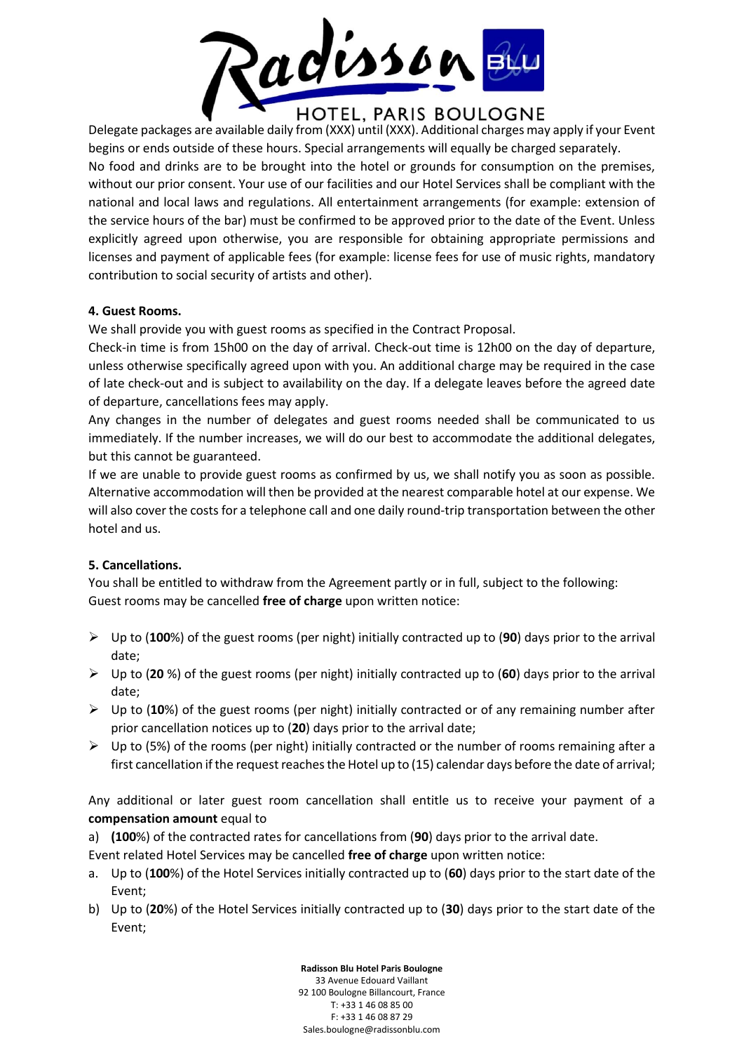Delegate packages are available daily from (XXX) until (XXX). Additional charges may apply if your Event begins or ends outside of these hours. Special arrangements will equally be charged separately.
No food and drinks are to be brought into the hotel or grounds for consumption on the premises, without our prior consent. Your use of our facilities and our Hotel Services shall be compliant with the national and local laws and regulations. All entertainment arrangements (for example: extension of the service hours of the bar) must be confirmed to be approved prior to the date of the Event. Unless explicitly agreed upon otherwise, you are responsible for obtaining appropriate permissions and licenses and payment of applicable fees (for example: license fees for use of music rights, mandatory contribution to social security of artists and other).

**4. Guest Rooms.**

We shall provide you with guest rooms as specified in the Contract Proposal.
Check-in time is from 15h00 on the day of arrival. Check-out time is 12h00 on the day of departure, unless otherwise specifically agreed upon with you. An additional charge may be required in the case of late check-out and is subject to availability on the day. If a delegate leaves before the agreed date of departure, cancellations fees may apply.
Any changes in the number of delegates and guest rooms needed shall be communicated to us immediately. If the number increases, we will do our best to accommodate the additional delegates, but this cannot be guaranteed.
If we are unable to provide guest rooms as confirmed by us, we shall notify you as soon as possible. Alternative accommodation will then be provided at the nearest comparable hotel at our expense. We will also cover the costs for a telephone call and one daily round-trip transportation between the other hotel and us.

**5. Cancellations.**

You shall be entitled to withdraw from the Agreement partly or in full, subject to the following:
Guest rooms may be cancelled **free of charge** upon written notice:

- Up to (**100**%) of the guest rooms (per night) initially contracted up to (**90**) days prior to the arrival date;
- Up to (**20** %) of the guest rooms (per night) initially contracted up to (**60**) days prior to the arrival date;
- Up to (**10**%) of the guest rooms (per night) initially contracted or of any remaining number after prior cancellation notices up to (**20**) days prior to the arrival date;
- Up to (5%) of the rooms (per night) initially contracted or the number of rooms remaining after a first cancellation if the request reaches the Hotel up to (15) calendar days before the date of arrival;

Any additional or later guest room cancellation shall entitle us to receive your payment of a **compensation amount** equal to

a) **(100**%) of the contracted rates for cancellations from (**90**) days prior to the arrival date.

Event related Hotel Services may be cancelled **free of charge** upon written notice:

a. Up to (**100**%) of the Hotel Services initially contracted up to (**60**) days prior to the start date of the Event;
b) Up to (**20**%) of the Hotel Services initially contracted up to (**30**) days prior to the start date of the Event;

**Radisson Blu Hotel Paris Boulogne**
33 Avenue Edouard Vaillant
92 100 Boulogne Billancourt, France
T: +33 1 46 08 85 00
F: +33 1 46 08 87 29
Sales.boulogne@radissonblu.com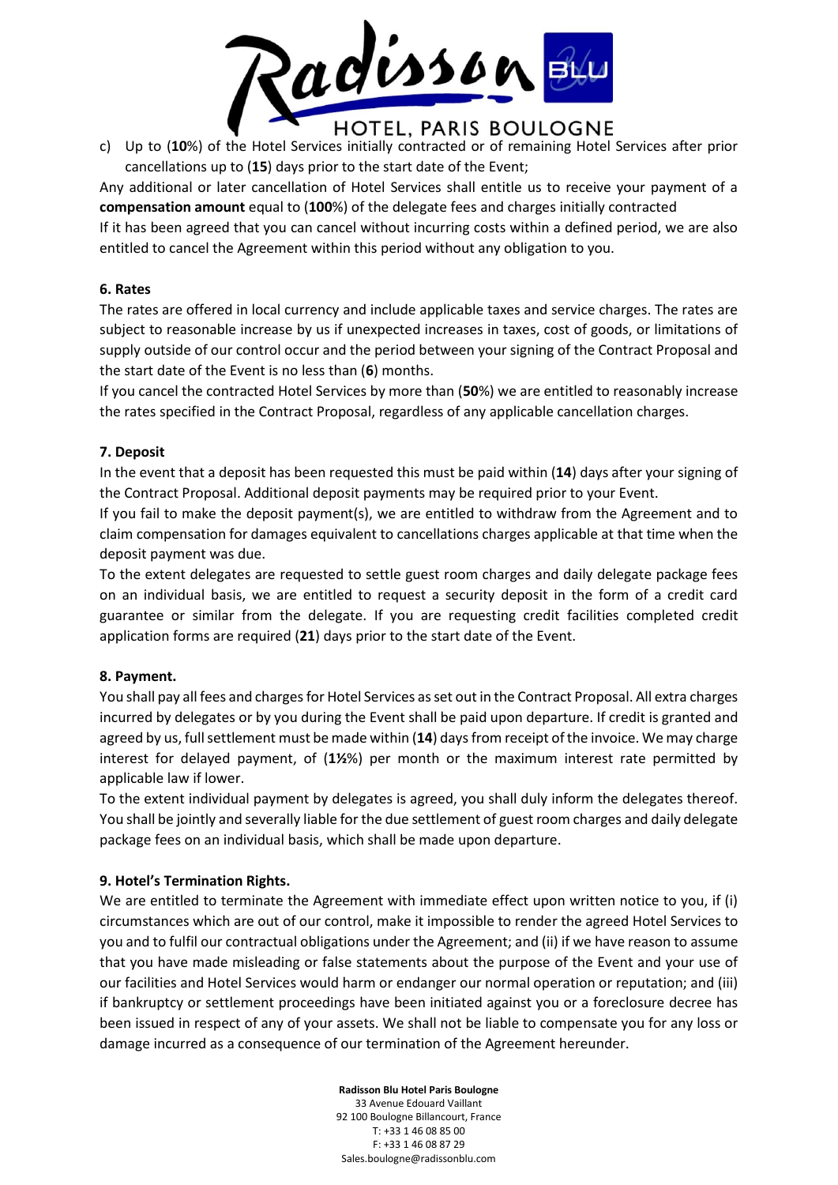c) Up to (**10**%) of the Hotel Services initially contracted or of remaining Hotel Services after prior cancellations up to (**15**) days prior to the start date of the Event;

Any additional or later cancellation of Hotel Services shall entitle us to receive your payment of a **compensation amount** equal to (**100**%) of the delegate fees and charges initially contracted

If it has been agreed that you can cancel without incurring costs within a defined period, we are also entitled to cancel the Agreement within this period without any obligation to you.

**6. Rates**

The rates are offered in local currency and include applicable taxes and service charges. The rates are subject to reasonable increase by us if unexpected increases in taxes, cost of goods, or limitations of supply outside of our control occur and the period between your signing of the Contract Proposal and the start date of the Event is no less than (**6**) months.

If you cancel the contracted Hotel Services by more than (**50**%) we are entitled to reasonably increase the rates specified in the Contract Proposal, regardless of any applicable cancellation charges.

**7. Deposit**

In the event that a deposit has been requested this must be paid within (**14**) days after your signing of the Contract Proposal. Additional deposit payments may be required prior to your Event.

If you fail to make the deposit payment(s), we are entitled to withdraw from the Agreement and to claim compensation for damages equivalent to cancellations charges applicable at that time when the deposit payment was due.

To the extent delegates are requested to settle guest room charges and daily delegate package fees on an individual basis, we are entitled to request a security deposit in the form of a credit card guarantee or similar from the delegate. If you are requesting credit facilities completed credit application forms are required (**21**) days prior to the start date of the Event.

**8. Payment.**

You shall pay all fees and charges for Hotel Services as set out in the Contract Proposal. All extra charges incurred by delegates or by you during the Event shall be paid upon departure. If credit is granted and agreed by us, full settlement must be made within (**14**) days from receipt of the invoice. We may charge interest for delayed payment, of (**1½**%) per month or the maximum interest rate permitted by applicable law if lower.

To the extent individual payment by delegates is agreed, you shall duly inform the delegates thereof. You shall be jointly and severally liable for the due settlement of guest room charges and daily delegate package fees on an individual basis, which shall be made upon departure.

**9. Hotel's Termination Rights.**

We are entitled to terminate the Agreement with immediate effect upon written notice to you, if (i) circumstances which are out of our control, make it impossible to render the agreed Hotel Services to you and to fulfil our contractual obligations under the Agreement; and (ii) if we have reason to assume that you have made misleading or false statements about the purpose of the Event and your use of our facilities and Hotel Services would harm or endanger our normal operation or reputation; and (iii) if bankruptcy or settlement proceedings have been initiated against you or a foreclosure decree has been issued in respect of any of your assets. We shall not be liable to compensate you for any loss or damage incurred as a consequence of our termination of the Agreement hereunder.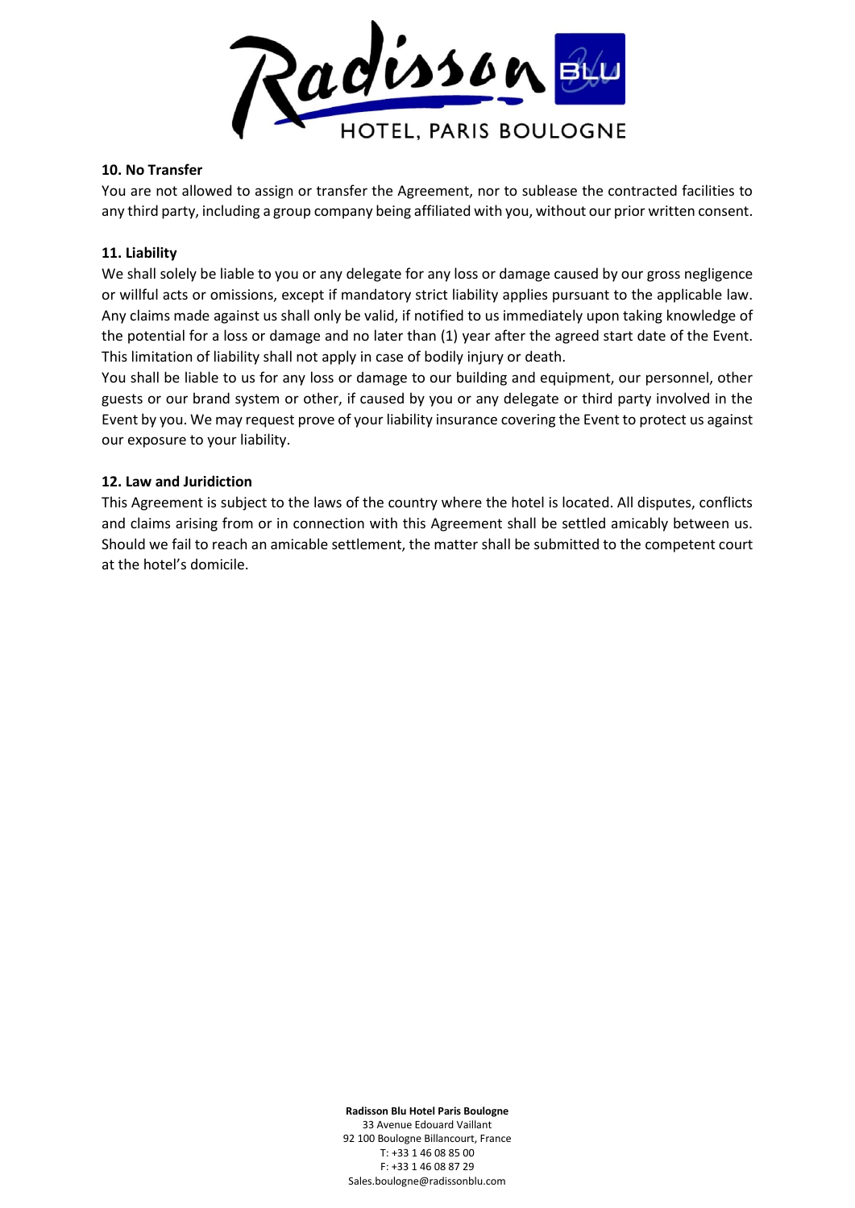**10. No Transfer**

You are not allowed to assign or transfer the Agreement, nor to sublease the contracted facilities to any third party, including a group company being affiliated with you, without our prior written consent.

**11. Liability**

We shall solely be liable to you or any delegate for any loss or damage caused by our gross negligence or willful acts or omissions, except if mandatory strict liability applies pursuant to the applicable law. Any claims made against us shall only be valid, if notified to us immediately upon taking knowledge of the potential for a loss or damage and no later than (1) year after the agreed start date of the Event. This limitation of liability shall not apply in case of bodily injury or death.

You shall be liable to us for any loss or damage to our building and equipment, our personnel, other guests or our brand system or other, if caused by you or any delegate or third party involved in the Event by you. We may request prove of your liability insurance covering the Event to protect us against our exposure to your liability.

**12. Law and Juridiction**

This Agreement is subject to the laws of the country where the hotel is located. All disputes, conflicts and claims arising from or in connection with this Agreement shall be settled amicably between us. Should we fail to reach an amicable settlement, the matter shall be submitted to the competent court at the hotel's domicile.